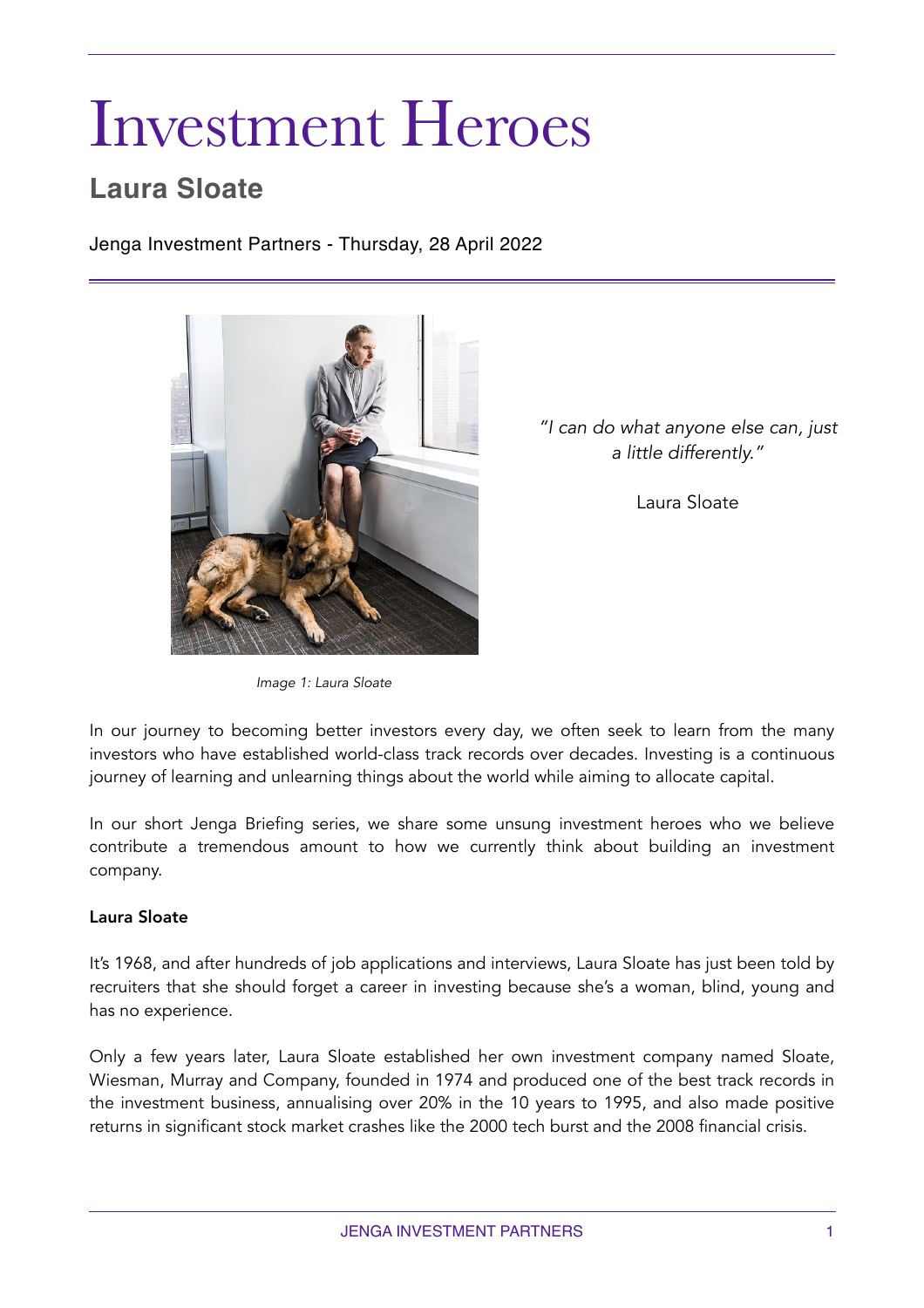# Investment Heroes

## Laura Sloate

Jenga Investment Partners - Thursday, 28 April 2022

*"I can do what anyone else can, just a little differently."*

Laura Sloate

*Image 1: Laura Sloate*

In our journey to becoming better investors every day, we often seek to learn from the many investors who have established world-class track records over decades. Investing is a continuous journey of learning and unlearning things about the world while aiming to allocate capital.

In our short Jenga Briefing series, we share some unsung investment heroes who we believe contribute a tremendous amount to how we currently think about building an investment company.

**Laura Sloate**

It's 1968, and after hundreds of job applications and interviews, Laura Sloate has just been told by recruiters that she should forget a career in investing because she's a woman, blind, young and has no experience.

Only a few years later, Laura Sloate established her own investment company named Sloate, Wiesman, Murray and Company, founded in 1974 and produced one of the best track records in the investment business, annualising over 20% in the 10 years to 1995, and also made positive returns in significant stock market crashes like the 2000 tech burst and the 2008 financial crisis.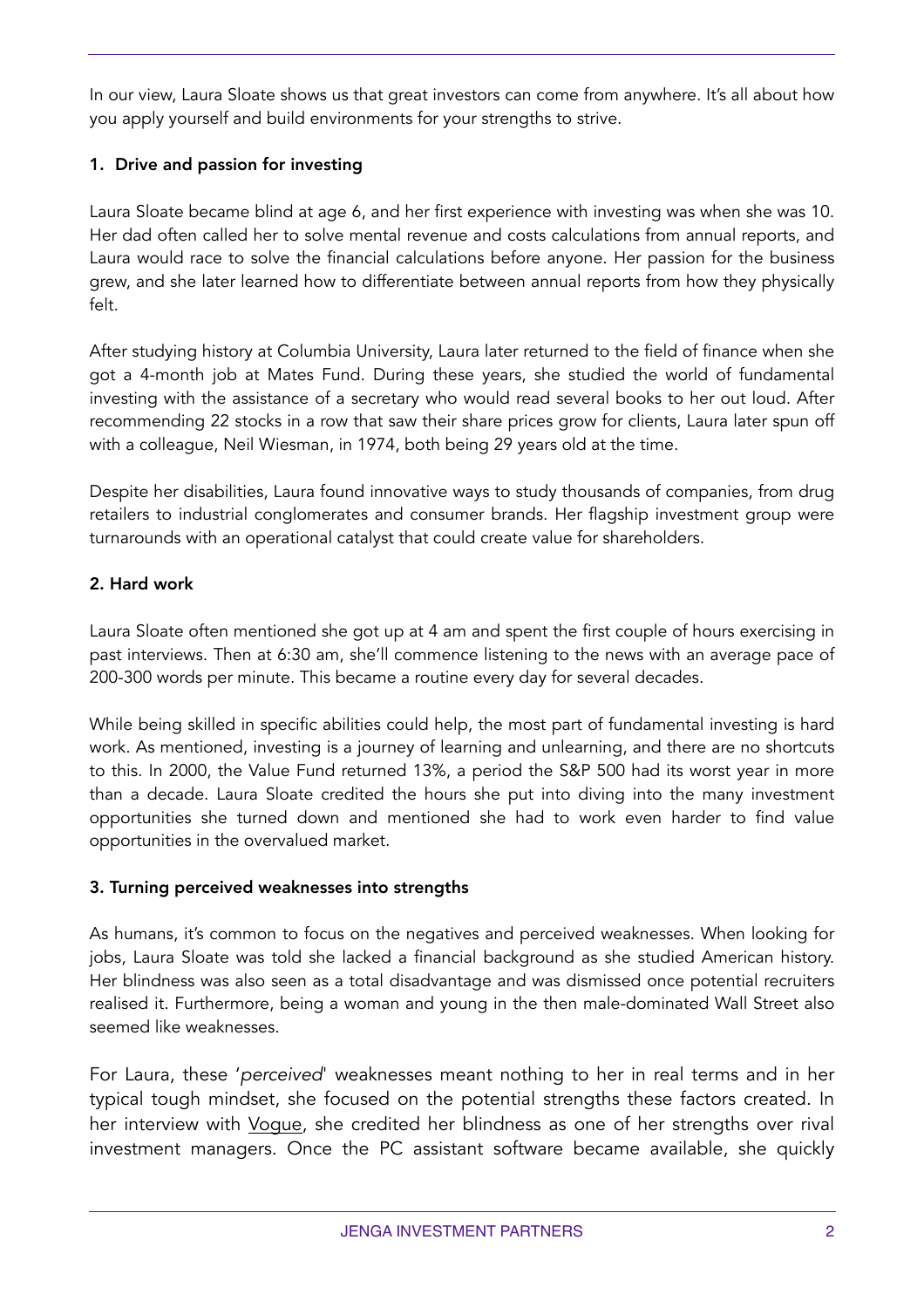In our view, Laura Sloate shows us that great investors can come from anywhere. It's all about how you apply yourself and build environments for your strengths to strive.

**1. Drive and passion for investing**

Laura Sloate became blind at age 6, and her first experience with investing was when she was 10. Her dad often called her to solve mental revenue and costs calculations from annual reports, and Laura would race to solve the financial calculations before anyone. Her passion for the business grew, and she later learned how to differentiate between annual reports from how they physically felt.

After studying history at Columbia University, Laura later returned to the field of finance when she got a 4-month job at Mates Fund. During these years, she studied the world of fundamental investing with the assistance of a secretary who would read several books to her out loud. After recommending 22 stocks in a row that saw their share prices grow for clients, Laura later spun off with a colleague, Neil Wiesman, in 1974, both being 29 years old at the time.

Despite her disabilities, Laura found innovative ways to study thousands of companies, from drug retailers to industrial conglomerates and consumer brands. Her flagship investment group were turnarounds with an operational catalyst that could create value for shareholders.

**2. Hard work**

Laura Sloate often mentioned she got up at 4 am and spent the first couple of hours exercising in past interviews. Then at 6:30 am, she'll commence listening to the news with an average pace of 200-300 words per minute. This became a routine every day for several decades.

While being skilled in specific abilities could help, the most part of fundamental investing is hard work. As mentioned, investing is a journey of learning and unlearning, and there are no shortcuts to this. In 2000, the Value Fund returned 13%, a period the S&P 500 had its worst year in more than a decade. Laura Sloate credited the hours she put into diving into the many investment opportunities she turned down and mentioned she had to work even harder to find value opportunities in the overvalued market.

**3. Turning perceived weaknesses into strengths**

As humans, it's common to focus on the negatives and perceived weaknesses. When looking for jobs, Laura Sloate was told she lacked a financial background as she studied American history. Her blindness was also seen as a total disadvantage and was dismissed once potential recruiters realised it. Furthermore, being a woman and young in the then male-dominated Wall Street also seemed like weaknesses.

For Laura, these '*perceived*' weaknesses meant nothing to her in real terms and in her typical tough mindset, she focused on the potential strengths these factors created. In her interview with Vogue, she credited her blindness as one of her strengths over rival investment managers. Once the PC assistant software became available, she quickly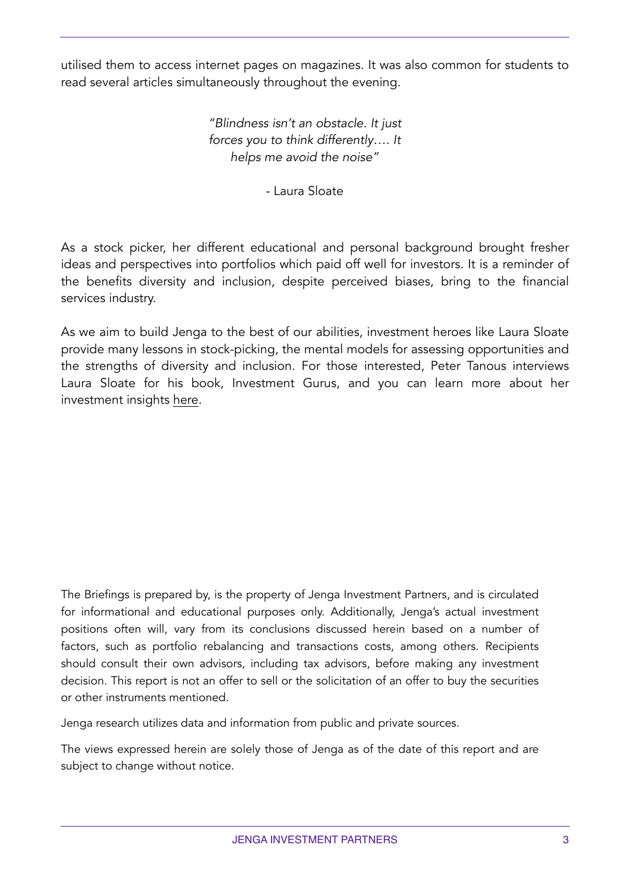utilised them to access internet pages on magazines. It was also common for students to read several articles simultaneously throughout the evening.

> *"Blindness isn't an obstacle. It just forces you to think differently…. It helps me avoid the noise"*
>
> \- Laura Sloate

As a stock picker, her different educational and personal background brought fresher ideas and perspectives into portfolios which paid off well for investors. It is a reminder of the benefits diversity and inclusion, despite perceived biases, bring to the financial services industry.

As we aim to build Jenga to the best of our abilities, investment heroes like Laura Sloate provide many lessons in stock-picking, the mental models for assessing opportunities and the strengths of diversity and inclusion. For those interested, Peter Tanous interviews Laura Sloate for his book, Investment Gurus, and you can learn more about her investment insights here.

The Briefings is prepared by, is the property of Jenga Investment Partners, and is circulated for informational and educational purposes only. Additionally, Jenga's actual investment positions often will, vary from its conclusions discussed herein based on a number of factors, such as portfolio rebalancing and transactions costs, among others. Recipients should consult their own advisors, including tax advisors, before making any investment decision. This report is not an offer to sell or the solicitation of an offer to buy the securities or other instruments mentioned.

Jenga research utilizes data and information from public and private sources.

The views expressed herein are solely those of Jenga as of the date of this report and are subject to change without notice.